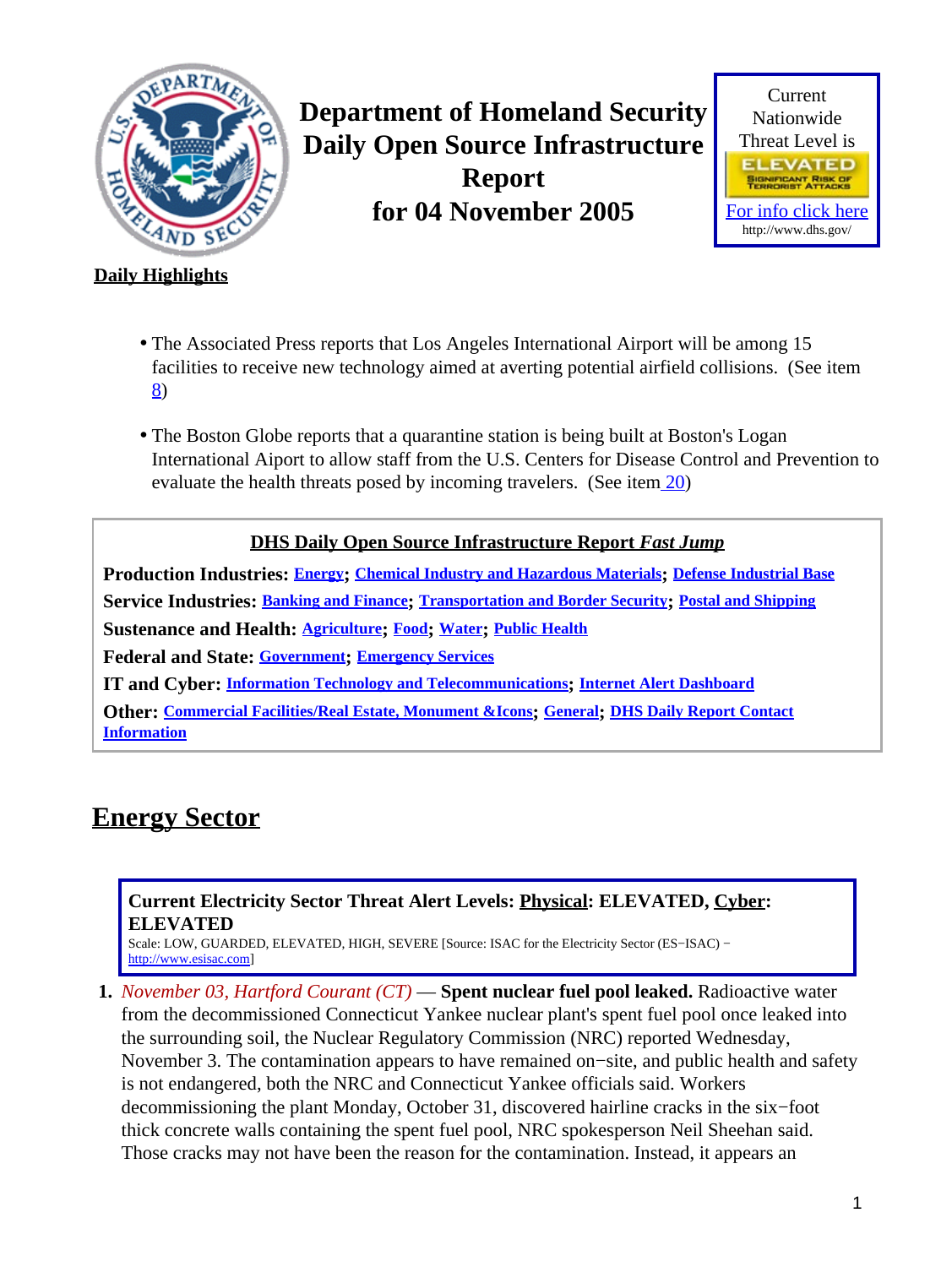# Department of Homeland Security Daily Open Source Infrastructure Report for 04 November 2005

Current Nationwide Threat Level is

ELEVATED

SIGNIFICANT RISK OF TERRORIST ATTACKS

For info click here

http://www.dhs.gov/

**Daily Highlights**

- The Associated Press reports that Los Angeles International Airport will be among 15 facilities to receive new technology aimed at averting potential airfield collisions. (See item 8)
- The Boston Globe reports that a quarantine station is being built at Boston's Logan International Aiport to allow staff from the U.S. Centers for Disease Control and Prevention to evaluate the health threats posed by incoming travelers. (See item 20)

**DHS Daily Open Source Infrastructure Report *Fast Jump***

**Production Industries:** Energy; Chemical Industry and Hazardous Materials; Defense Industrial Base

**Service Industries:** Banking and Finance; Transportation and Border Security; Postal and Shipping

**Sustenance and Health:** Agriculture; Food; Water; Public Health

**Federal and State:** Government; Emergency Services

**IT and Cyber:** Information Technology and Telecommunications; Internet Alert Dashboard

**Other:** Commercial Facilities/Real Estate, Monument &Icons; General; DHS Daily Report Contact Information

## Energy Sector

**Current Electricity Sector Threat Alert Levels: Physical: ELEVATED, Cyber: ELEVATED**

Scale: LOW, GUARDED, ELEVATED, HIGH, SEVERE [Source: ISAC for the Electricity Sector (ES−ISAC) − http://www.esisac.com]

1. *November 03, Hartford Courant (CT)* — **Spent nuclear fuel pool leaked.** Radioactive water from the decommissioned Connecticut Yankee nuclear plant's spent fuel pool once leaked into the surrounding soil, the Nuclear Regulatory Commission (NRC) reported Wednesday, November 3. The contamination appears to have remained on−site, and public health and safety is not endangered, both the NRC and Connecticut Yankee officials said. Workers decommissioning the plant Monday, October 31, discovered hairline cracks in the six−foot thick concrete walls containing the spent fuel pool, NRC spokesperson Neil Sheehan said. Those cracks may not have been the reason for the contamination. Instead, it appears an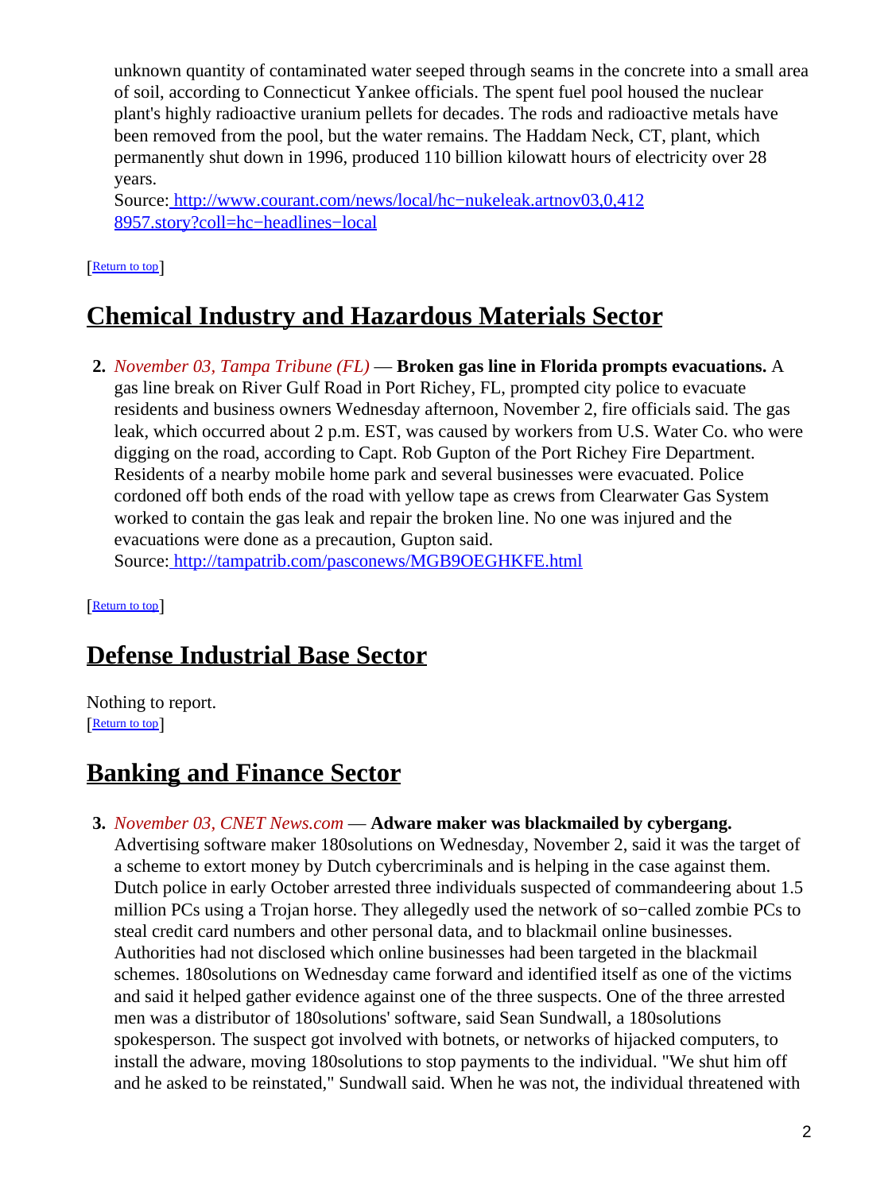unknown quantity of contaminated water seeped through seams in the concrete into a small area of soil, according to Connecticut Yankee officials. The spent fuel pool housed the nuclear plant's highly radioactive uranium pellets for decades. The rods and radioactive metals have been removed from the pool, but the water remains. The Haddam Neck, CT, plant, which permanently shut down in 1996, produced 110 billion kilowatt hours of electricity over 28 years.
Source: http://www.courant.com/news/local/hc−nukeleak.artnov03,0,4128957.story?coll=hc−headlines−local

[Return to top]

## Chemical Industry and Hazardous Materials Sector

2. *November 03, Tampa Tribune (FL)* — **Broken gas line in Florida prompts evacuations.** A gas line break on River Gulf Road in Port Richey, FL, prompted city police to evacuate residents and business owners Wednesday afternoon, November 2, fire officials said. The gas leak, which occurred about 2 p.m. EST, was caused by workers from U.S. Water Co. who were digging on the road, according to Capt. Rob Gupton of the Port Richey Fire Department. Residents of a nearby mobile home park and several businesses were evacuated. Police cordoned off both ends of the road with yellow tape as crews from Clearwater Gas System worked to contain the gas leak and repair the broken line. No one was injured and the evacuations were done as a precaution, Gupton said.
Source: http://tampatrib.com/pasconews/MGB9OEGHKFE.html

[Return to top]

## Defense Industrial Base Sector

Nothing to report.
[Return to top]

## Banking and Finance Sector

3. *November 03, CNET News.com* — **Adware maker was blackmailed by cybergang.** Advertising software maker 180solutions on Wednesday, November 2, said it was the target of a scheme to extort money by Dutch cybercriminals and is helping in the case against them. Dutch police in early October arrested three individuals suspected of commandeering about 1.5 million PCs using a Trojan horse. They allegedly used the network of so−called zombie PCs to steal credit card numbers and other personal data, and to blackmail online businesses. Authorities had not disclosed which online businesses had been targeted in the blackmail schemes. 180solutions on Wednesday came forward and identified itself as one of the victims and said it helped gather evidence against one of the three suspects. One of the three arrested men was a distributor of 180solutions' software, said Sean Sundwall, a 180solutions spokesperson. The suspect got involved with botnets, or networks of hijacked computers, to install the adware, moving 180solutions to stop payments to the individual. "We shut him off and he asked to be reinstated," Sundwall said. When he was not, the individual threatened with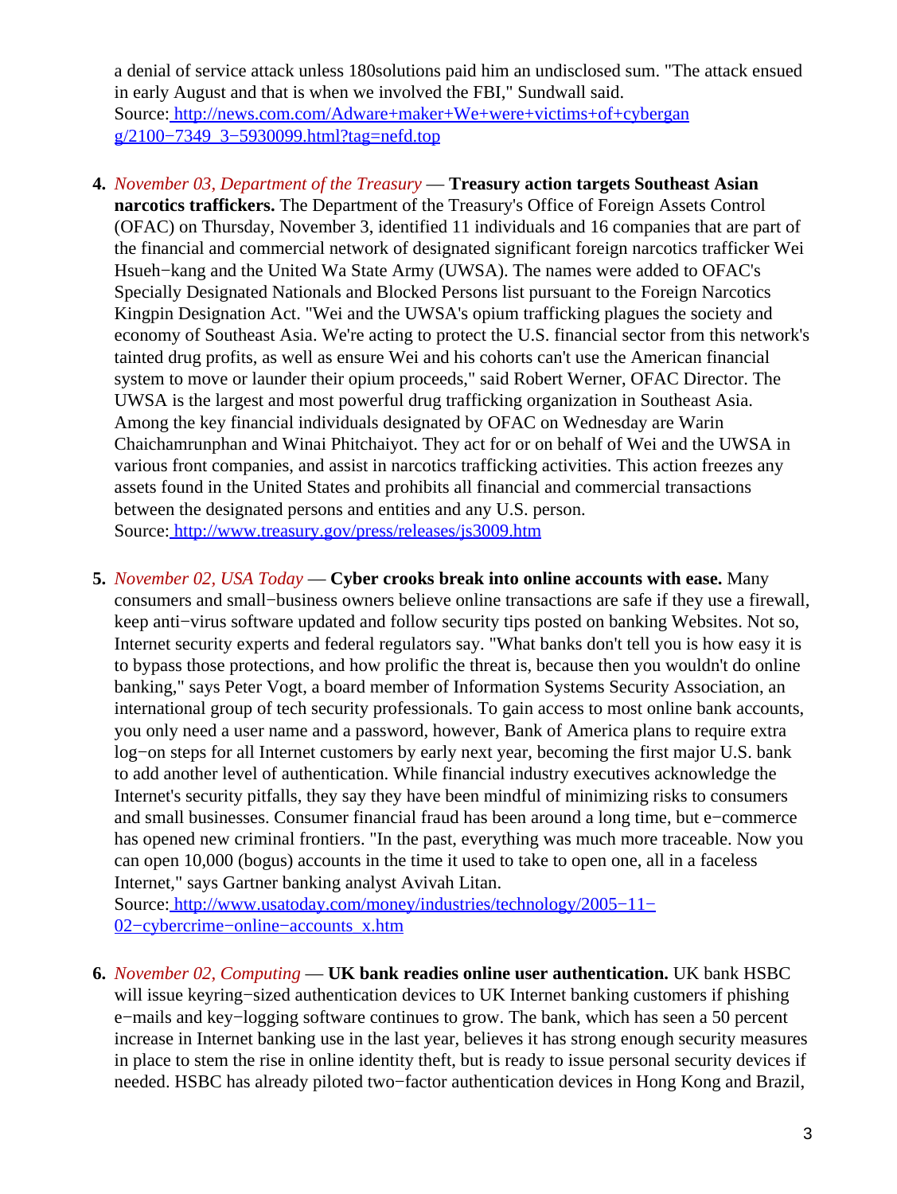a denial of service attack unless 180solutions paid him an undisclosed sum. "The attack ensued in early August and that is when we involved the FBI," Sundwall said.
Source: http://news.com.com/Adware+maker+We+were+victims+of+cybergang/2100−7349_3−5930099.html?tag=nefd.top

4. *November 03, Department of the Treasury* — **Treasury action targets Southeast Asian narcotics traffickers.** The Department of the Treasury's Office of Foreign Assets Control (OFAC) on Thursday, November 3, identified 11 individuals and 16 companies that are part of the financial and commercial network of designated significant foreign narcotics trafficker Wei Hsueh−kang and the United Wa State Army (UWSA). The names were added to OFAC's Specially Designated Nationals and Blocked Persons list pursuant to the Foreign Narcotics Kingpin Designation Act. "Wei and the UWSA's opium trafficking plagues the society and economy of Southeast Asia. We're acting to protect the U.S. financial sector from this network's tainted drug profits, as well as ensure Wei and his cohorts can't use the American financial system to move or launder their opium proceeds," said Robert Werner, OFAC Director. The UWSA is the largest and most powerful drug trafficking organization in Southeast Asia. Among the key financial individuals designated by OFAC on Wednesday are Warin Chaichamrunphan and Winai Phitchaiyot. They act for or on behalf of Wei and the UWSA in various front companies, and assist in narcotics trafficking activities. This action freezes any assets found in the United States and prohibits all financial and commercial transactions between the designated persons and entities and any U.S. person.
Source: http://www.treasury.gov/press/releases/js3009.htm

5. *November 02, USA Today* — **Cyber crooks break into online accounts with ease.** Many consumers and small−business owners believe online transactions are safe if they use a firewall, keep anti−virus software updated and follow security tips posted on banking Websites. Not so, Internet security experts and federal regulators say. "What banks don't tell you is how easy it is to bypass those protections, and how prolific the threat is, because then you wouldn't do online banking," says Peter Vogt, a board member of Information Systems Security Association, an international group of tech security professionals. To gain access to most online bank accounts, you only need a user name and a password, however, Bank of America plans to require extra log−on steps for all Internet customers by early next year, becoming the first major U.S. bank to add another level of authentication. While financial industry executives acknowledge the Internet's security pitfalls, they say they have been mindful of minimizing risks to consumers and small businesses. Consumer financial fraud has been around a long time, but e−commerce has opened new criminal frontiers. "In the past, everything was much more traceable. Now you can open 10,000 (bogus) accounts in the time it used to take to open one, all in a faceless Internet," says Gartner banking analyst Avivah Litan.
Source: http://www.usatoday.com/money/industries/technology/2005−11−02−cybercrime−online−accounts_x.htm

6. *November 02, Computing* — **UK bank readies online user authentication.** UK bank HSBC will issue keyring−sized authentication devices to UK Internet banking customers if phishing e−mails and key−logging software continues to grow. The bank, which has seen a 50 percent increase in Internet banking use in the last year, believes it has strong enough security measures in place to stem the rise in online identity theft, but is ready to issue personal security devices if needed. HSBC has already piloted two−factor authentication devices in Hong Kong and Brazil,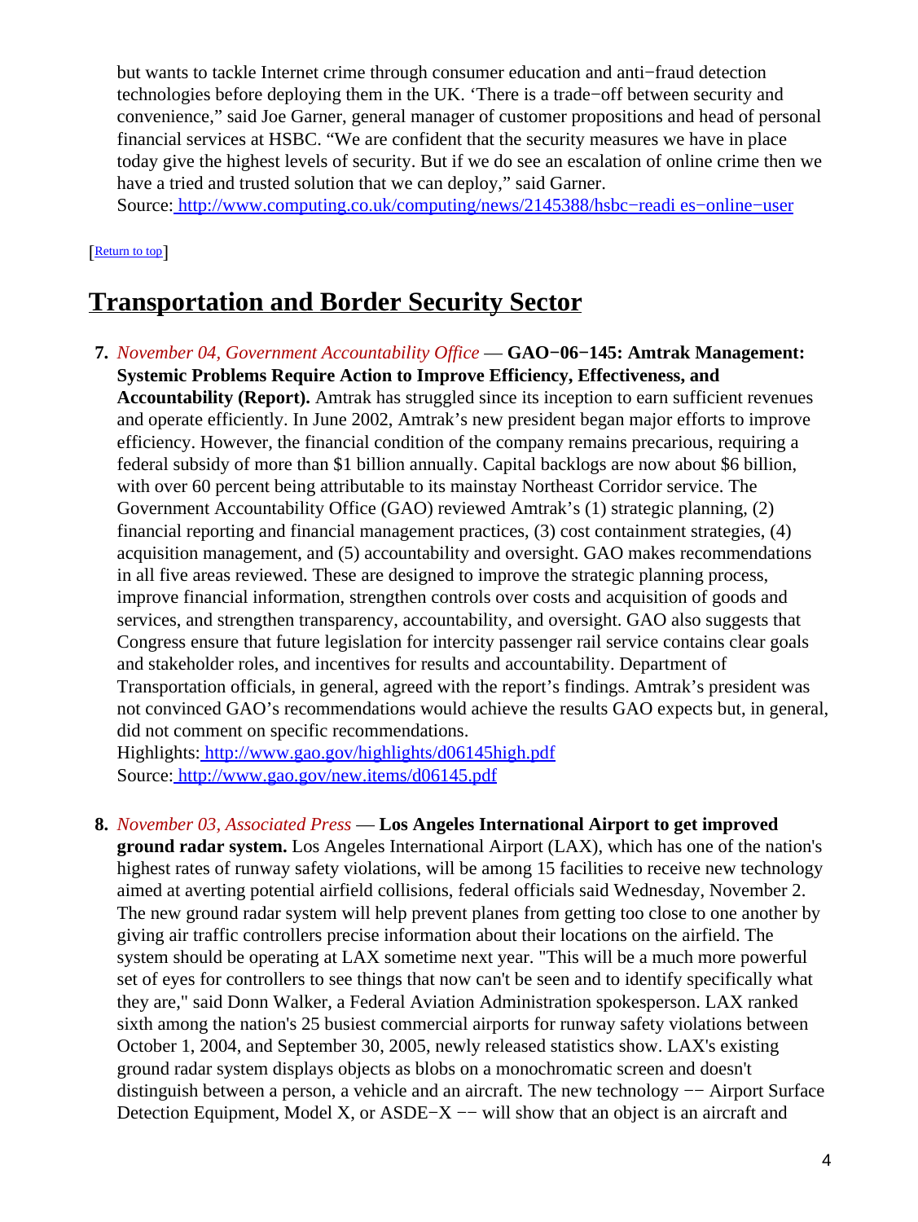but wants to tackle Internet crime through consumer education and anti−fraud detection technologies before deploying them in the UK. 'There is a trade−off between security and convenience," said Joe Garner, general manager of customer propositions and head of personal financial services at HSBC. "We are confident that the security measures we have in place today give the highest levels of security. But if we do see an escalation of online crime then we have a tried and trusted solution that we can deploy," said Garner.
Source: http://www.computing.co.uk/computing/news/2145388/hsbc−readi es−online−user

[Return to top]

## Transportation and Border Security Sector

7. *November 04, Government Accountability Office* — **GAO−06−145: Amtrak Management: Systemic Problems Require Action to Improve Efficiency, Effectiveness, and Accountability (Report).** Amtrak has struggled since its inception to earn sufficient revenues and operate efficiently. In June 2002, Amtrak's new president began major efforts to improve efficiency. However, the financial condition of the company remains precarious, requiring a federal subsidy of more than $1 billion annually. Capital backlogs are now about $6 billion, with over 60 percent being attributable to its mainstay Northeast Corridor service. The Government Accountability Office (GAO) reviewed Amtrak's (1) strategic planning, (2) financial reporting and financial management practices, (3) cost containment strategies, (4) acquisition management, and (5) accountability and oversight. GAO makes recommendations in all five areas reviewed. These are designed to improve the strategic planning process, improve financial information, strengthen controls over costs and acquisition of goods and services, and strengthen transparency, accountability, and oversight. GAO also suggests that Congress ensure that future legislation for intercity passenger rail service contains clear goals and stakeholder roles, and incentives for results and accountability. Department of Transportation officials, in general, agreed with the report's findings. Amtrak's president was not convinced GAO's recommendations would achieve the results GAO expects but, in general, did not comment on specific recommendations.
Highlights: http://www.gao.gov/highlights/d06145high.pdf
Source: http://www.gao.gov/new.items/d06145.pdf

8. *November 03, Associated Press* — **Los Angeles International Airport to get improved ground radar system.** Los Angeles International Airport (LAX), which has one of the nation's highest rates of runway safety violations, will be among 15 facilities to receive new technology aimed at averting potential airfield collisions, federal officials said Wednesday, November 2. The new ground radar system will help prevent planes from getting too close to one another by giving air traffic controllers precise information about their locations on the airfield. The system should be operating at LAX sometime next year. "This will be a much more powerful set of eyes for controllers to see things that now can't be seen and to identify specifically what they are," said Donn Walker, a Federal Aviation Administration spokesperson. LAX ranked sixth among the nation's 25 busiest commercial airports for runway safety violations between October 1, 2004, and September 30, 2005, newly released statistics show. LAX's existing ground radar system displays objects as blobs on a monochromatic screen and doesn't distinguish between a person, a vehicle and an aircraft. The new technology −− Airport Surface Detection Equipment, Model X, or ASDE−X −− will show that an object is an aircraft and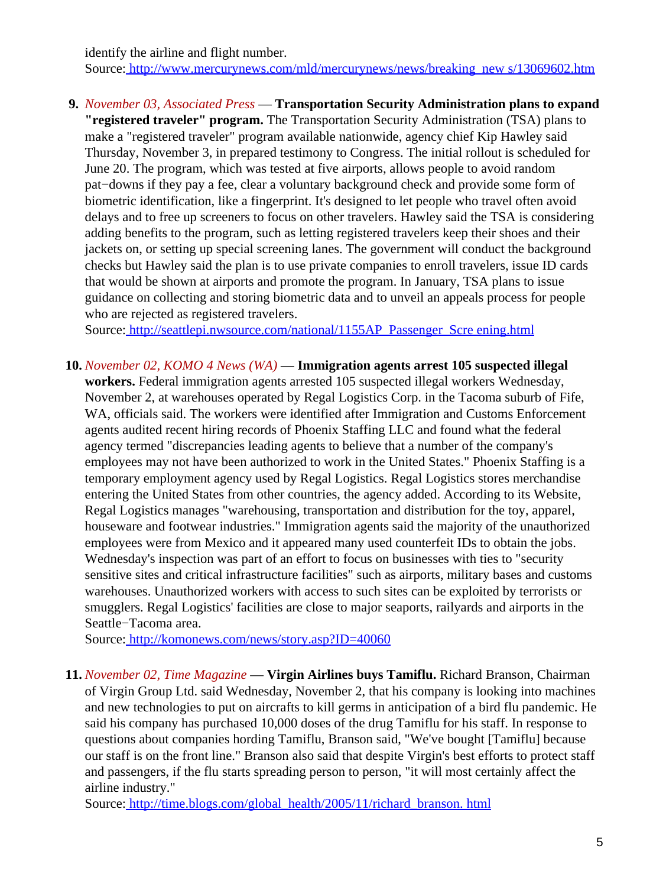identify the airline and flight number.
Source: http://www.mercurynews.com/mld/mercurynews/news/breaking_new s/13069602.htm

9. *November 03, Associated Press* — **Transportation Security Administration plans to expand "registered traveler" program.** The Transportation Security Administration (TSA) plans to make a "registered traveler" program available nationwide, agency chief Kip Hawley said Thursday, November 3, in prepared testimony to Congress. The initial rollout is scheduled for June 20. The program, which was tested at five airports, allows people to avoid random pat−downs if they pay a fee, clear a voluntary background check and provide some form of biometric identification, like a fingerprint. It's designed to let people who travel often avoid delays and to free up screeners to focus on other travelers. Hawley said the TSA is considering adding benefits to the program, such as letting registered travelers keep their shoes and their jackets on, or setting up special screening lanes. The government will conduct the background checks but Hawley said the plan is to use private companies to enroll travelers, issue ID cards that would be shown at airports and promote the program. In January, TSA plans to issue guidance on collecting and storing biometric data and to unveil an appeals process for people who are rejected as registered travelers.
Source: http://seattlepi.nwsource.com/national/1155AP_Passenger_Scre ening.html

10. *November 02, KOMO 4 News (WA)* — **Immigration agents arrest 105 suspected illegal workers.** Federal immigration agents arrested 105 suspected illegal workers Wednesday, November 2, at warehouses operated by Regal Logistics Corp. in the Tacoma suburb of Fife, WA, officials said. The workers were identified after Immigration and Customs Enforcement agents audited recent hiring records of Phoenix Staffing LLC and found what the federal agency termed "discrepancies leading agents to believe that a number of the company's employees may not have been authorized to work in the United States." Phoenix Staffing is a temporary employment agency used by Regal Logistics. Regal Logistics stores merchandise entering the United States from other countries, the agency added. According to its Website, Regal Logistics manages "warehousing, transportation and distribution for the toy, apparel, houseware and footwear industries." Immigration agents said the majority of the unauthorized employees were from Mexico and it appeared many used counterfeit IDs to obtain the jobs. Wednesday's inspection was part of an effort to focus on businesses with ties to "security sensitive sites and critical infrastructure facilities" such as airports, military bases and customs warehouses. Unauthorized workers with access to such sites can be exploited by terrorists or smugglers. Regal Logistics' facilities are close to major seaports, railyards and airports in the Seattle−Tacoma area.
Source: http://komonews.com/news/story.asp?ID=40060

11. *November 02, Time Magazine* — **Virgin Airlines buys Tamiflu.** Richard Branson, Chairman of Virgin Group Ltd. said Wednesday, November 2, that his company is looking into machines and new technologies to put on aircrafts to kill germs in anticipation of a bird flu pandemic. He said his company has purchased 10,000 doses of the drug Tamiflu for his staff. In response to questions about companies hording Tamiflu, Branson said, "We've bought [Tamiflu] because our staff is on the front line." Branson also said that despite Virgin's best efforts to protect staff and passengers, if the flu starts spreading person to person, "it will most certainly affect the airline industry."
Source: http://time.blogs.com/global_health/2005/11/richard_branson. html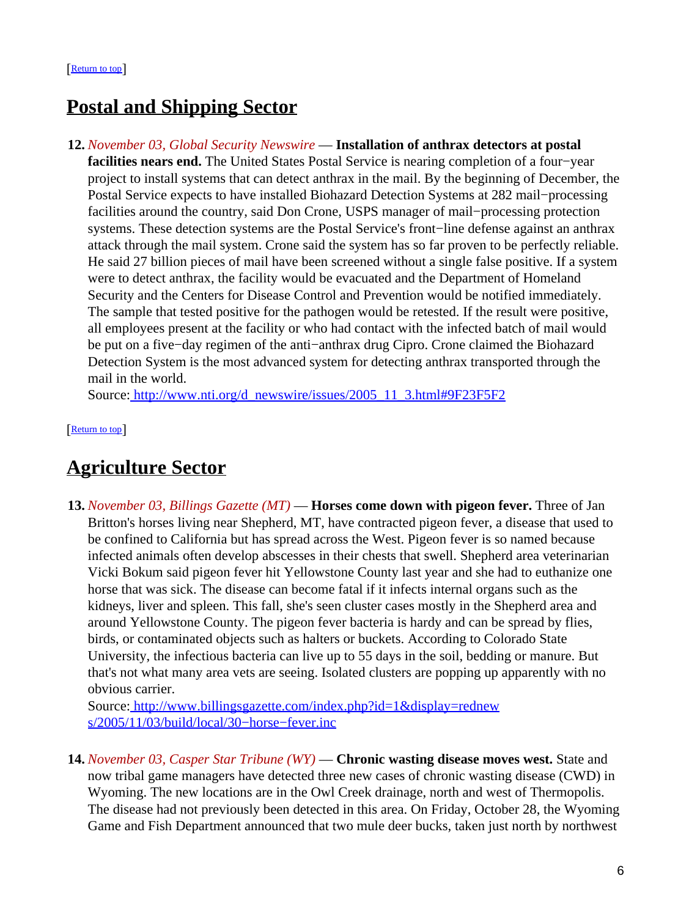[Return to top]

## Postal and Shipping Sector

**12.** *November 03, Global Security Newswire* — **Installation of anthrax detectors at postal facilities nears end.** The United States Postal Service is nearing completion of a four−year project to install systems that can detect anthrax in the mail. By the beginning of December, the Postal Service expects to have installed Biohazard Detection Systems at 282 mail−processing facilities around the country, said Don Crone, USPS manager of mail−processing protection systems. These detection systems are the Postal Service's front−line defense against an anthrax attack through the mail system. Crone said the system has so far proven to be perfectly reliable. He said 27 billion pieces of mail have been screened without a single false positive. If a system were to detect anthrax, the facility would be evacuated and the Department of Homeland Security and the Centers for Disease Control and Prevention would be notified immediately. The sample that tested positive for the pathogen would be retested. If the result were positive, all employees present at the facility or who had contact with the infected batch of mail would be put on a five−day regimen of the anti−anthrax drug Cipro. Crone claimed the Biohazard Detection System is the most advanced system for detecting anthrax transported through the mail in the world.
Source: http://www.nti.org/d_newswire/issues/2005_11_3.html#9F23F5F2

[Return to top]

## Agriculture Sector

**13.** *November 03, Billings Gazette (MT)* — **Horses come down with pigeon fever.** Three of Jan Britton's horses living near Shepherd, MT, have contracted pigeon fever, a disease that used to be confined to California but has spread across the West. Pigeon fever is so named because infected animals often develop abscesses in their chests that swell. Shepherd area veterinarian Vicki Bokum said pigeon fever hit Yellowstone County last year and she had to euthanize one horse that was sick. The disease can become fatal if it infects internal organs such as the kidneys, liver and spleen. This fall, she's seen cluster cases mostly in the Shepherd area and around Yellowstone County. The pigeon fever bacteria is hardy and can be spread by flies, birds, or contaminated objects such as halters or buckets. According to Colorado State University, the infectious bacteria can live up to 55 days in the soil, bedding or manure. But that's not what many area vets are seeing. Isolated clusters are popping up apparently with no obvious carrier.
Source: http://www.billingsgazette.com/index.php?id=1&display=rednews/2005/11/03/build/local/30−horse−fever.inc

**14.** *November 03, Casper Star Tribune (WY)* — **Chronic wasting disease moves west.** State and now tribal game managers have detected three new cases of chronic wasting disease (CWD) in Wyoming. The new locations are in the Owl Creek drainage, north and west of Thermopolis. The disease had not previously been detected in this area. On Friday, October 28, the Wyoming Game and Fish Department announced that two mule deer bucks, taken just north by northwest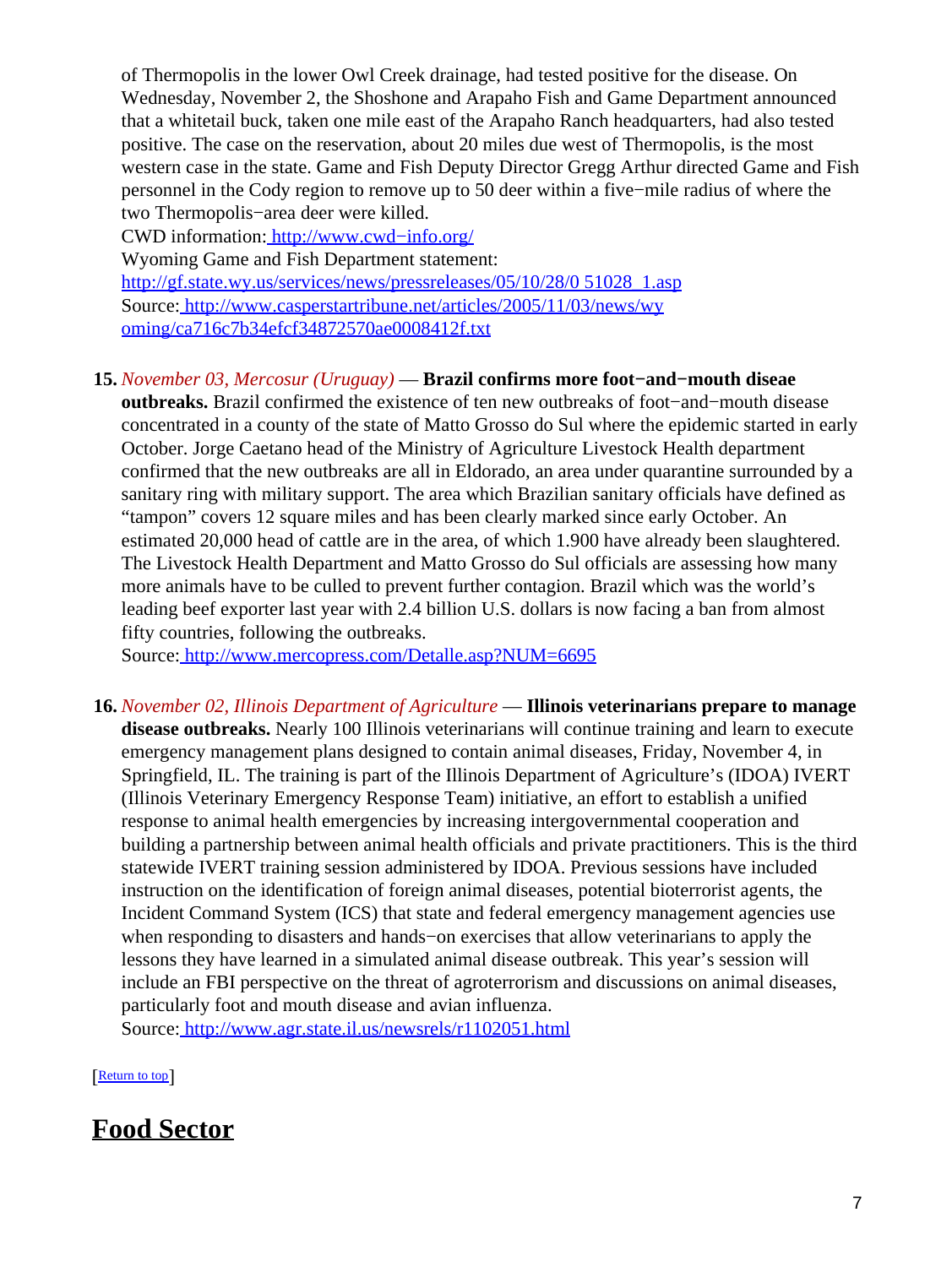of Thermopolis in the lower Owl Creek drainage, had tested positive for the disease. On Wednesday, November 2, the Shoshone and Arapaho Fish and Game Department announced that a whitetail buck, taken one mile east of the Arapaho Ranch headquarters, had also tested positive. The case on the reservation, about 20 miles due west of Thermopolis, is the most western case in the state. Game and Fish Deputy Director Gregg Arthur directed Game and Fish personnel in the Cody region to remove up to 50 deer within a five−mile radius of where the two Thermopolis−area deer were killed.
CWD information: http://www.cwd−info.org/
Wyoming Game and Fish Department statement:
http://gf.state.wy.us/services/news/pressreleases/05/10/28/0 51028_1.asp
Source: http://www.casperstartribune.net/articles/2005/11/03/news/wyoming/ca716c7b34efcf34872570ae0008412f.txt

15. *November 03, Mercosur (Uruguay)* — **Brazil confirms more foot−and−mouth diseae outbreaks.** Brazil confirmed the existence of ten new outbreaks of foot−and−mouth disease concentrated in a county of the state of Matto Grosso do Sul where the epidemic started in early October. Jorge Caetano head of the Ministry of Agriculture Livestock Health department confirmed that the new outbreaks are all in Eldorado, an area under quarantine surrounded by a sanitary ring with military support. The area which Brazilian sanitary officials have defined as "tampon" covers 12 square miles and has been clearly marked since early October. An estimated 20,000 head of cattle are in the area, of which 1.900 have already been slaughtered. The Livestock Health Department and Matto Grosso do Sul officials are assessing how many more animals have to be culled to prevent further contagion. Brazil which was the world's leading beef exporter last year with 2.4 billion U.S. dollars is now facing a ban from almost fifty countries, following the outbreaks.
Source: http://www.mercopress.com/Detalle.asp?NUM=6695

16. *November 02, Illinois Department of Agriculture* — **Illinois veterinarians prepare to manage disease outbreaks.** Nearly 100 Illinois veterinarians will continue training and learn to execute emergency management plans designed to contain animal diseases, Friday, November 4, in Springfield, IL. The training is part of the Illinois Department of Agriculture's (IDOA) IVERT (Illinois Veterinary Emergency Response Team) initiative, an effort to establish a unified response to animal health emergencies by increasing intergovernmental cooperation and building a partnership between animal health officials and private practitioners. This is the third statewide IVERT training session administered by IDOA. Previous sessions have included instruction on the identification of foreign animal diseases, potential bioterrorist agents, the Incident Command System (ICS) that state and federal emergency management agencies use when responding to disasters and hands−on exercises that allow veterinarians to apply the lessons they have learned in a simulated animal disease outbreak. This year's session will include an FBI perspective on the threat of agroterrorism and discussions on animal diseases, particularly foot and mouth disease and avian influenza.
Source: http://www.agr.state.il.us/newsrels/r1102051.html

[Return to top]

## Food Sector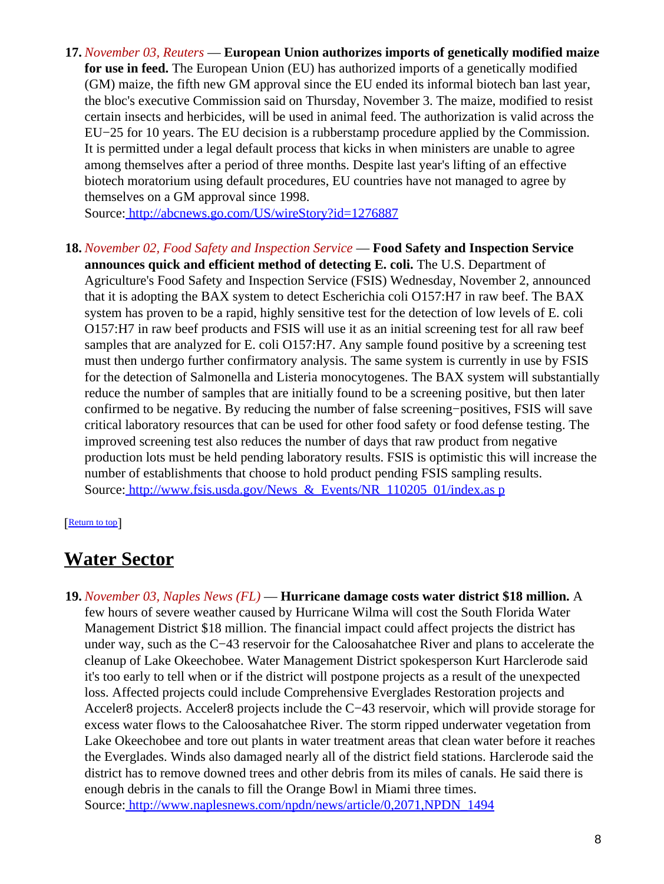17. *November 03, Reuters* — **European Union authorizes imports of genetically modified maize for use in feed.** The European Union (EU) has authorized imports of a genetically modified (GM) maize, the fifth new GM approval since the EU ended its informal biotech ban last year, the bloc's executive Commission said on Thursday, November 3. The maize, modified to resist certain insects and herbicides, will be used in animal feed. The authorization is valid across the EU−25 for 10 years. The EU decision is a rubberstamp procedure applied by the Commission. It is permitted under a legal default process that kicks in when ministers are unable to agree among themselves after a period of three months. Despite last year's lifting of an effective biotech moratorium using default procedures, EU countries have not managed to agree by themselves on a GM approval since 1998.
Source: http://abcnews.go.com/US/wireStory?id=1276887

18. *November 02, Food Safety and Inspection Service* — **Food Safety and Inspection Service announces quick and efficient method of detecting E. coli.** The U.S. Department of Agriculture's Food Safety and Inspection Service (FSIS) Wednesday, November 2, announced that it is adopting the BAX system to detect Escherichia coli O157:H7 in raw beef. The BAX system has proven to be a rapid, highly sensitive test for the detection of low levels of E. coli O157:H7 in raw beef products and FSIS will use it as an initial screening test for all raw beef samples that are analyzed for E. coli O157:H7. Any sample found positive by a screening test must then undergo further confirmatory analysis. The same system is currently in use by FSIS for the detection of Salmonella and Listeria monocytogenes. The BAX system will substantially reduce the number of samples that are initially found to be a screening positive, but then later confirmed to be negative. By reducing the number of false screening−positives, FSIS will save critical laboratory resources that can be used for other food safety or food defense testing. The improved screening test also reduces the number of days that raw product from negative production lots must be held pending laboratory results. FSIS is optimistic this will increase the number of establishments that choose to hold product pending FSIS sampling results.
Source: http://www.fsis.usda.gov/News_&_Events/NR_110205_01/index.as p

[Return to top]

## Water Sector

19. *November 03, Naples News (FL)* — **Hurricane damage costs water district $18 million.** A few hours of severe weather caused by Hurricane Wilma will cost the South Florida Water Management District $18 million. The financial impact could affect projects the district has under way, such as the C−43 reservoir for the Caloosahatchee River and plans to accelerate the cleanup of Lake Okeechobee. Water Management District spokesperson Kurt Harclerode said it's too early to tell when or if the district will postpone projects as a result of the unexpected loss. Affected projects could include Comprehensive Everglades Restoration projects and Acceler8 projects. Acceler8 projects include the C−43 reservoir, which will provide storage for excess water flows to the Caloosahatchee River. The storm ripped underwater vegetation from Lake Okeechobee and tore out plants in water treatment areas that clean water before it reaches the Everglades. Winds also damaged nearly all of the district field stations. Harclerode said the district has to remove downed trees and other debris from its miles of canals. He said there is enough debris in the canals to fill the Orange Bowl in Miami three times.
Source: http://www.naplesnews.com/npdn/news/article/0,2071,NPDN_1494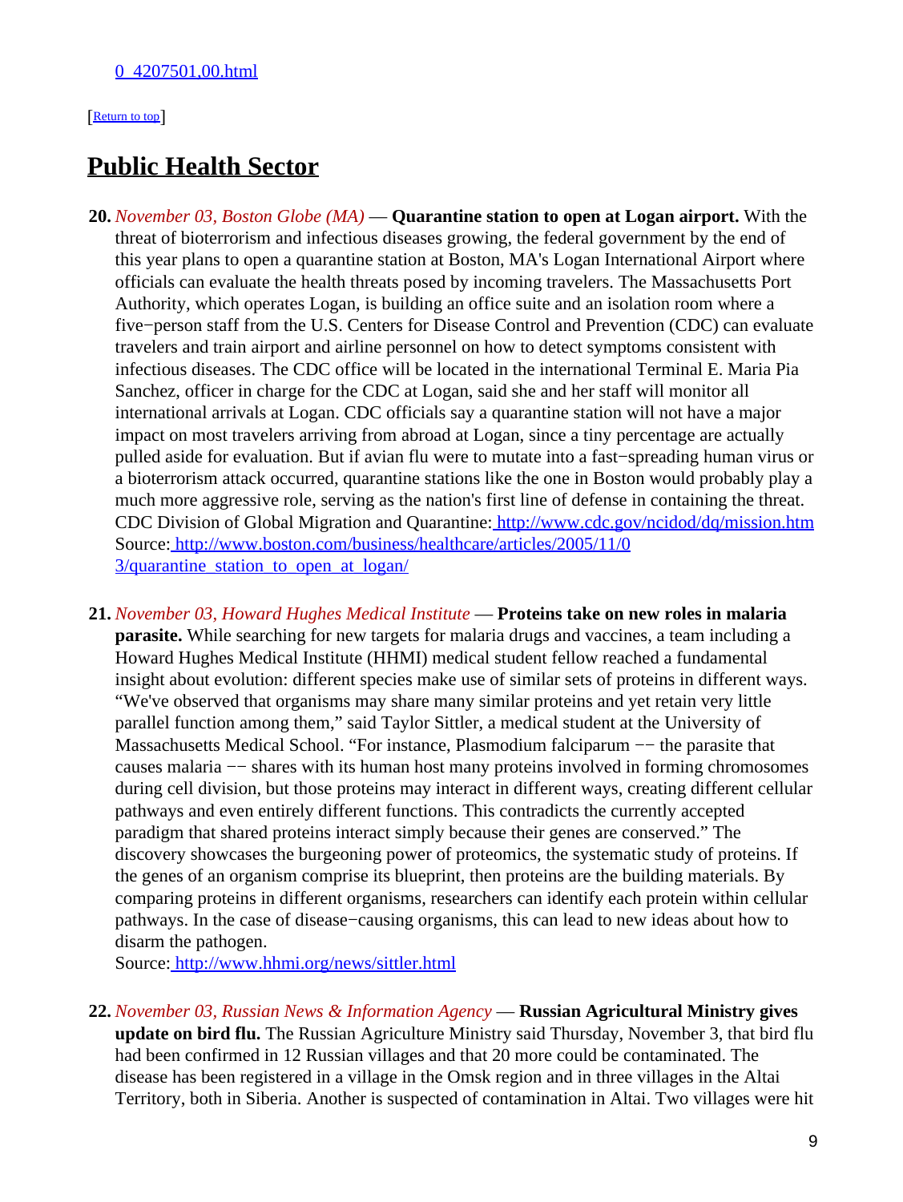0_4207501,00.html

[Return to top]

## Public Health Sector

**20.** *November 03, Boston Globe (MA)* — **Quarantine station to open at Logan airport.** With the threat of bioterrorism and infectious diseases growing, the federal government by the end of this year plans to open a quarantine station at Boston, MA's Logan International Airport where officials can evaluate the health threats posed by incoming travelers. The Massachusetts Port Authority, which operates Logan, is building an office suite and an isolation room where a five−person staff from the U.S. Centers for Disease Control and Prevention (CDC) can evaluate travelers and train airport and airline personnel on how to detect symptoms consistent with infectious diseases. The CDC office will be located in the international Terminal E. Maria Pia Sanchez, officer in charge for the CDC at Logan, said she and her staff will monitor all international arrivals at Logan. CDC officials say a quarantine station will not have a major impact on most travelers arriving from abroad at Logan, since a tiny percentage are actually pulled aside for evaluation. But if avian flu were to mutate into a fast−spreading human virus or a bioterrorism attack occurred, quarantine stations like the one in Boston would probably play a much more aggressive role, serving as the nation's first line of defense in containing the threat.
CDC Division of Global Migration and Quarantine: http://www.cdc.gov/ncidod/dq/mission.htm
Source: http://www.boston.com/business/healthcare/articles/2005/11/03/quarantine_station_to_open_at_logan/

**21.** *November 03, Howard Hughes Medical Institute* — **Proteins take on new roles in malaria parasite.** While searching for new targets for malaria drugs and vaccines, a team including a Howard Hughes Medical Institute (HHMI) medical student fellow reached a fundamental insight about evolution: different species make use of similar sets of proteins in different ways. "We've observed that organisms may share many similar proteins and yet retain very little parallel function among them," said Taylor Sittler, a medical student at the University of Massachusetts Medical School. "For instance, Plasmodium falciparum −− the parasite that causes malaria −− shares with its human host many proteins involved in forming chromosomes during cell division, but those proteins may interact in different ways, creating different cellular pathways and even entirely different functions. This contradicts the currently accepted paradigm that shared proteins interact simply because their genes are conserved." The discovery showcases the burgeoning power of proteomics, the systematic study of proteins. If the genes of an organism comprise its blueprint, then proteins are the building materials. By comparing proteins in different organisms, researchers can identify each protein within cellular pathways. In the case of disease−causing organisms, this can lead to new ideas about how to disarm the pathogen.
Source: http://www.hhmi.org/news/sittler.html

**22.** *November 03, Russian News & Information Agency* — **Russian Agricultural Ministry gives update on bird flu.** The Russian Agriculture Ministry said Thursday, November 3, that bird flu had been confirmed in 12 Russian villages and that 20 more could be contaminated. The disease has been registered in a village in the Omsk region and in three villages in the Altai Territory, both in Siberia. Another is suspected of contamination in Altai. Two villages were hit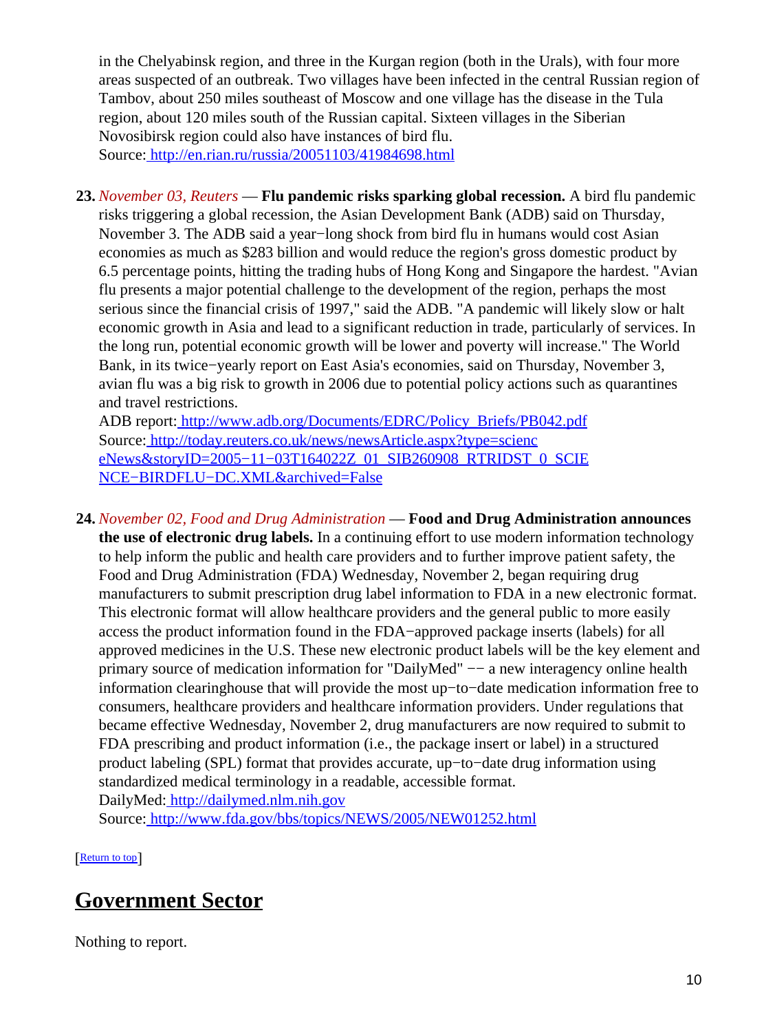in the Chelyabinsk region, and three in the Kurgan region (both in the Urals), with four more areas suspected of an outbreak. Two villages have been infected in the central Russian region of Tambov, about 250 miles southeast of Moscow and one village has the disease in the Tula region, about 120 miles south of the Russian capital. Sixteen villages in the Siberian Novosibirsk region could also have instances of bird flu.
Source: http://en.rian.ru/russia/20051103/41984698.html

23. *November 03, Reuters* — **Flu pandemic risks sparking global recession.** A bird flu pandemic risks triggering a global recession, the Asian Development Bank (ADB) said on Thursday, November 3. The ADB said a year−long shock from bird flu in humans would cost Asian economies as much as $283 billion and would reduce the region's gross domestic product by 6.5 percentage points, hitting the trading hubs of Hong Kong and Singapore the hardest. "Avian flu presents a major potential challenge to the development of the region, perhaps the most serious since the financial crisis of 1997," said the ADB. "A pandemic will likely slow or halt economic growth in Asia and lead to a significant reduction in trade, particularly of services. In the long run, potential economic growth will be lower and poverty will increase." The World Bank, in its twice−yearly report on East Asia's economies, said on Thursday, November 3, avian flu was a big risk to growth in 2006 due to potential policy actions such as quarantines and travel restrictions.
ADB report: http://www.adb.org/Documents/EDRC/Policy_Briefs/PB042.pdf
Source: http://today.reuters.co.uk/news/newsArticle.aspx?type=scienceNews&storyID=2005−11−03T164022Z_01_SIB260908_RTRIDST_0_SCIENCE−BIRDFLU−DC.XML&archived=False

24. *November 02, Food and Drug Administration* — **Food and Drug Administration announces the use of electronic drug labels.** In a continuing effort to use modern information technology to help inform the public and health care providers and to further improve patient safety, the Food and Drug Administration (FDA) Wednesday, November 2, began requiring drug manufacturers to submit prescription drug label information to FDA in a new electronic format. This electronic format will allow healthcare providers and the general public to more easily access the product information found in the FDA−approved package inserts (labels) for all approved medicines in the U.S. These new electronic product labels will be the key element and primary source of medication information for "DailyMed" −− a new interagency online health information clearinghouse that will provide the most up−to−date medication information free to consumers, healthcare providers and healthcare information providers. Under regulations that became effective Wednesday, November 2, drug manufacturers are now required to submit to FDA prescribing and product information (i.e., the package insert or label) in a structured product labeling (SPL) format that provides accurate, up−to−date drug information using standardized medical terminology in a readable, accessible format.
DailyMed: http://dailymed.nlm.nih.gov
Source: http://www.fda.gov/bbs/topics/NEWS/2005/NEW01252.html

[Return to top]

## Government Sector

Nothing to report.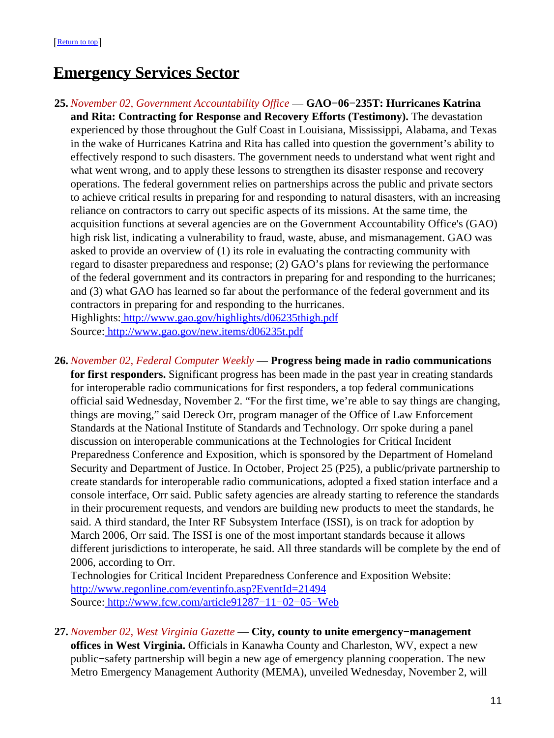[[Return to top](#)]

# Emergency Services Sector

25. *November 02, Government Accountability Office* — **GAO−06−235T: Hurricanes Katrina and Rita: Contracting for Response and Recovery Efforts (Testimony).** The devastation experienced by those throughout the Gulf Coast in Louisiana, Mississippi, Alabama, and Texas in the wake of Hurricanes Katrina and Rita has called into question the government's ability to effectively respond to such disasters. The government needs to understand what went right and what went wrong, and to apply these lessons to strengthen its disaster response and recovery operations. The federal government relies on partnerships across the public and private sectors to achieve critical results in preparing for and responding to natural disasters, with an increasing reliance on contractors to carry out specific aspects of its missions. At the same time, the acquisition functions at several agencies are on the Government Accountability Office's (GAO) high risk list, indicating a vulnerability to fraud, waste, abuse, and mismanagement. GAO was asked to provide an overview of (1) its role in evaluating the contracting community with regard to disaster preparedness and response; (2) GAO's plans for reviewing the performance of the federal government and its contractors in preparing for and responding to the hurricanes; and (3) what GAO has learned so far about the performance of the federal government and its contractors in preparing for and responding to the hurricanes.
Highlights: http://www.gao.gov/highlights/d06235thigh.pdf
Source: http://www.gao.gov/new.items/d06235t.pdf

26. *November 02, Federal Computer Weekly* — **Progress being made in radio communications for first responders.** Significant progress has been made in the past year in creating standards for interoperable radio communications for first responders, a top federal communications official said Wednesday, November 2. "For the first time, we're able to say things are changing, things are moving," said Dereck Orr, program manager of the Office of Law Enforcement Standards at the National Institute of Standards and Technology. Orr spoke during a panel discussion on interoperable communications at the Technologies for Critical Incident Preparedness Conference and Exposition, which is sponsored by the Department of Homeland Security and Department of Justice. In October, Project 25 (P25), a public/private partnership to create standards for interoperable radio communications, adopted a fixed station interface and a console interface, Orr said. Public safety agencies are already starting to reference the standards in their procurement requests, and vendors are building new products to meet the standards, he said. A third standard, the Inter RF Subsystem Interface (ISSI), is on track for adoption by March 2006, Orr said. The ISSI is one of the most important standards because it allows different jurisdictions to interoperate, he said. All three standards will be complete by the end of 2006, according to Orr.
Technologies for Critical Incident Preparedness Conference and Exposition Website: http://www.regonline.com/eventinfo.asp?EventId=21494
Source: http://www.fcw.com/article91287−11−02−05−Web

27. *November 02, West Virginia Gazette* — **City, county to unite emergency−management offices in West Virginia.** Officials in Kanawha County and Charleston, WV, expect a new public−safety partnership will begin a new age of emergency planning cooperation. The new Metro Emergency Management Authority (MEMA), unveiled Wednesday, November 2, will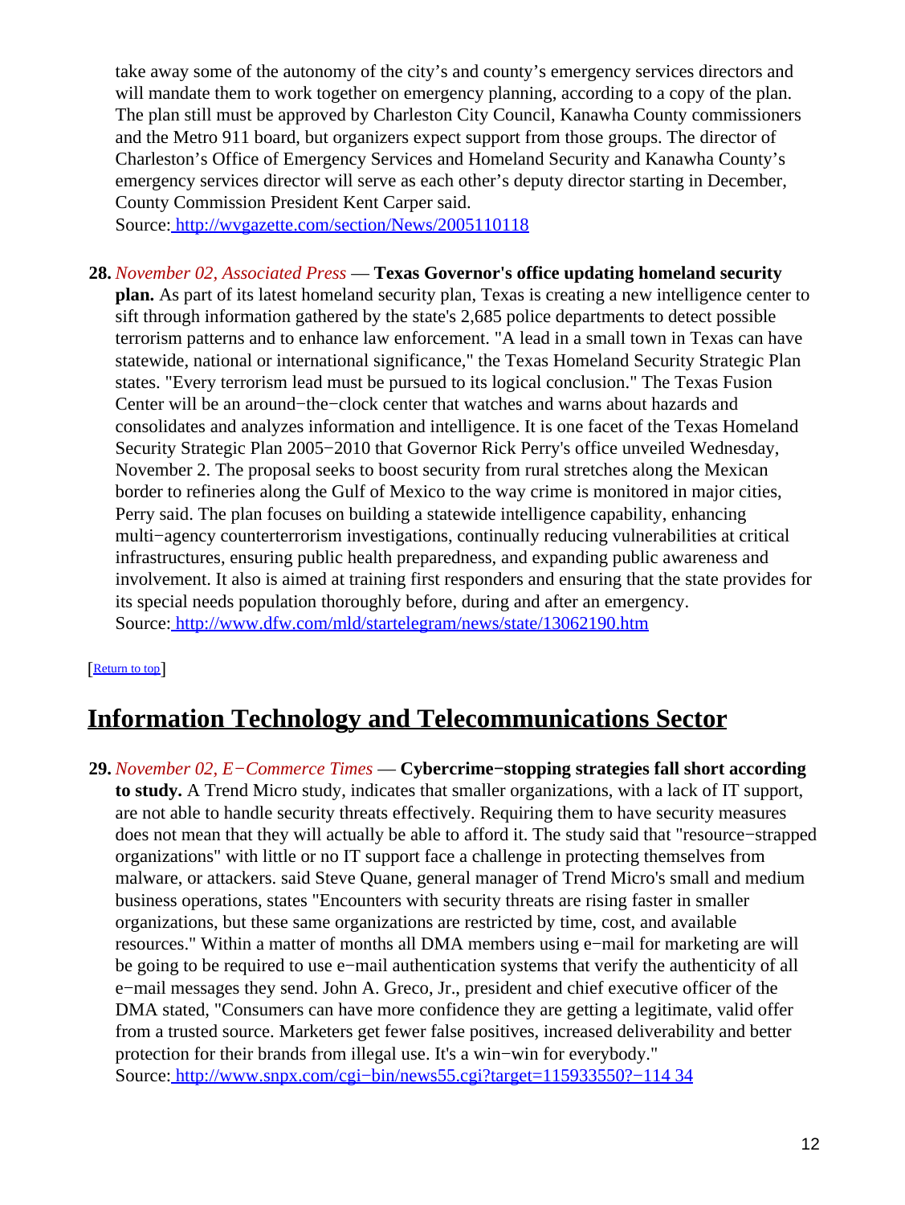take away some of the autonomy of the city's and county's emergency services directors and will mandate them to work together on emergency planning, according to a copy of the plan. The plan still must be approved by Charleston City Council, Kanawha County commissioners and the Metro 911 board, but organizers expect support from those groups. The director of Charleston's Office of Emergency Services and Homeland Security and Kanawha County's emergency services director will serve as each other's deputy director starting in December, County Commission President Kent Carper said.
Source: [http://wvgazette.com/section/News/2005110118](http://wvgazette.com/section/News/2005110118)

28. *November 02, Associated Press* — **Texas Governor's office updating homeland security plan.** As part of its latest homeland security plan, Texas is creating a new intelligence center to sift through information gathered by the state's 2,685 police departments to detect possible terrorism patterns and to enhance law enforcement. "A lead in a small town in Texas can have statewide, national or international significance," the Texas Homeland Security Strategic Plan states. "Every terrorism lead must be pursued to its logical conclusion." The Texas Fusion Center will be an around−the−clock center that watches and warns about hazards and consolidates and analyzes information and intelligence. It is one facet of the Texas Homeland Security Strategic Plan 2005−2010 that Governor Rick Perry's office unveiled Wednesday, November 2. The proposal seeks to boost security from rural stretches along the Mexican border to refineries along the Gulf of Mexico to the way crime is monitored in major cities, Perry said. The plan focuses on building a statewide intelligence capability, enhancing multi−agency counterterrorism investigations, continually reducing vulnerabilities at critical infrastructures, ensuring public health preparedness, and expanding public awareness and involvement. It also is aimed at training first responders and ensuring that the state provides for its special needs population thoroughly before, during and after an emergency.
Source: [http://www.dfw.com/mld/startelegram/news/state/13062190.htm](http://www.dfw.com/mld/startelegram/news/state/13062190.htm)

[Return to top]

## Information Technology and Telecommunications Sector

29. *November 02, E−Commerce Times* — **Cybercrime−stopping strategies fall short according to study.** A Trend Micro study, indicates that smaller organizations, with a lack of IT support, are not able to handle security threats effectively. Requiring them to have security measures does not mean that they will actually be able to afford it. The study said that "resource−strapped organizations" with little or no IT support face a challenge in protecting themselves from malware, or attackers. said Steve Quane, general manager of Trend Micro's small and medium business operations, states "Encounters with security threats are rising faster in smaller organizations, but these same organizations are restricted by time, cost, and available resources." Within a matter of months all DMA members using e−mail for marketing are will be going to be required to use e−mail authentication systems that verify the authenticity of all e−mail messages they send. John A. Greco, Jr., president and chief executive officer of the DMA stated, "Consumers can have more confidence they are getting a legitimate, valid offer from a trusted source. Marketers get fewer false positives, increased deliverability and better protection for their brands from illegal use. It's a win−win for everybody."
Source: [http://www.snpx.com/cgi−bin/news55.cgi?target=115933550?−114 34](http://www.snpx.com/cgi−bin/news55.cgi?target=115933550?−114 34)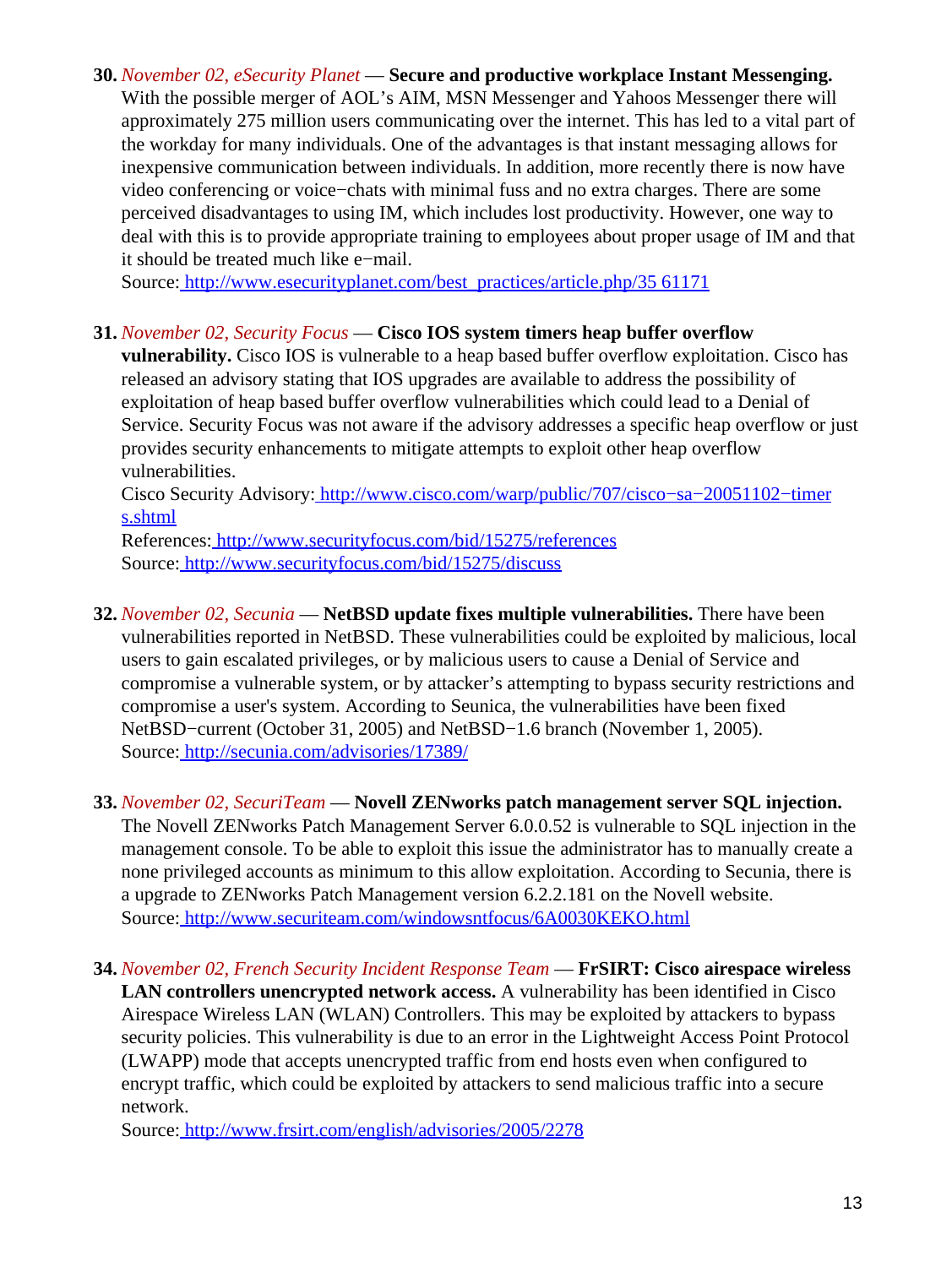30. *November 02, eSecurity Planet* — **Secure and productive workplace Instant Messenging.** With the possible merger of AOL's AIM, MSN Messenger and Yahoos Messenger there will approximately 275 million users communicating over the internet. This has led to a vital part of the workday for many individuals. One of the advantages is that instant messaging allows for inexpensive communication between individuals. In addition, more recently there is now have video conferencing or voice−chats with minimal fuss and no extra charges. There are some perceived disadvantages to using IM, which includes lost productivity. However, one way to deal with this is to provide appropriate training to employees about proper usage of IM and that it should be treated much like e−mail.
   Source: http://www.esecurityplanet.com/best_practices/article.php/35 61171

31. *November 02, Security Focus* — **Cisco IOS system timers heap buffer overflow vulnerability.** Cisco IOS is vulnerable to a heap based buffer overflow exploitation. Cisco has released an advisory stating that IOS upgrades are available to address the possibility of exploitation of heap based buffer overflow vulnerabilities which could lead to a Denial of Service. Security Focus was not aware if the advisory addresses a specific heap overflow or just provides security enhancements to mitigate attempts to exploit other heap overflow vulnerabilities.
   Cisco Security Advisory: http://www.cisco.com/warp/public/707/cisco−sa−20051102−timer s.shtml
   References: http://www.securityfocus.com/bid/15275/references
   Source: http://www.securityfocus.com/bid/15275/discuss

32. *November 02, Secunia* — **NetBSD update fixes multiple vulnerabilities.** There have been vulnerabilities reported in NetBSD. These vulnerabilities could be exploited by malicious, local users to gain escalated privileges, or by malicious users to cause a Denial of Service and compromise a vulnerable system, or by attacker's attempting to bypass security restrictions and compromise a user's system. According to Seunica, the vulnerabilities have been fixed NetBSD−current (October 31, 2005) and NetBSD−1.6 branch (November 1, 2005).
   Source: http://secunia.com/advisories/17389/

33. *November 02, SecuriTeam* — **Novell ZENworks patch management server SQL injection.** The Novell ZENworks Patch Management Server 6.0.0.52 is vulnerable to SQL injection in the management console. To be able to exploit this issue the administrator has to manually create a none privileged accounts as minimum to this allow exploitation. According to Secunia, there is a upgrade to ZENworks Patch Management version 6.2.2.181 on the Novell website.
   Source: http://www.securiteam.com/windowsntfocus/6A0030KEKO.html

34. *November 02, French Security Incident Response Team* — **FrSIRT: Cisco airespace wireless LAN controllers unencrypted network access.** A vulnerability has been identified in Cisco Airespace Wireless LAN (WLAN) Controllers. This may be exploited by attackers to bypass security policies. This vulnerability is due to an error in the Lightweight Access Point Protocol (LWAPP) mode that accepts unencrypted traffic from end hosts even when configured to encrypt traffic, which could be exploited by attackers to send malicious traffic into a secure network.
   Source: http://www.frsirt.com/english/advisories/2005/2278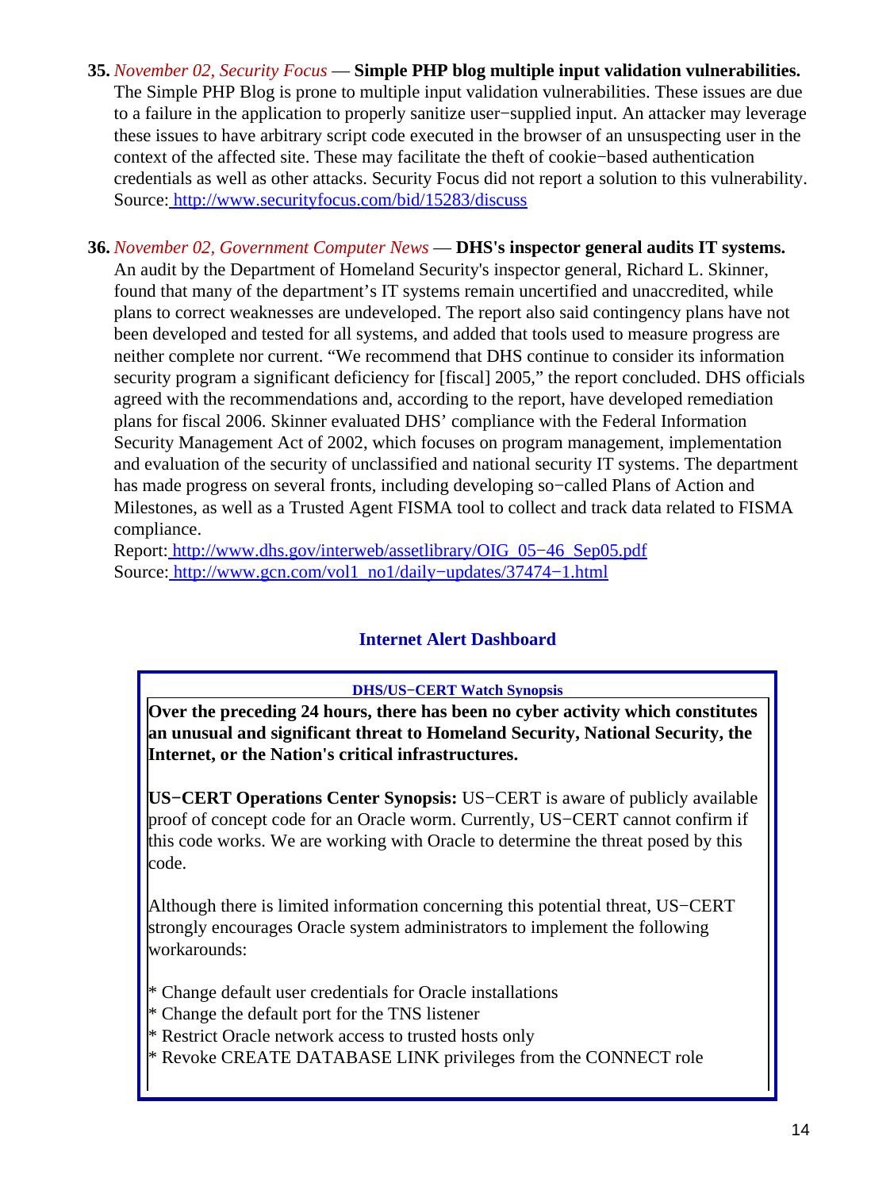35. *November 02, Security Focus* — **Simple PHP blog multiple input validation vulnerabilities.** The Simple PHP Blog is prone to multiple input validation vulnerabilities. These issues are due to a failure in the application to properly sanitize user−supplied input. An attacker may leverage these issues to have arbitrary script code executed in the browser of an unsuspecting user in the context of the affected site. These may facilitate the theft of cookie−based authentication credentials as well as other attacks. Security Focus did not report a solution to this vulnerability.
Source: http://www.securityfocus.com/bid/15283/discuss

36. *November 02, Government Computer News* — **DHS's inspector general audits IT systems.** An audit by the Department of Homeland Security's inspector general, Richard L. Skinner, found that many of the department's IT systems remain uncertified and unaccredited, while plans to correct weaknesses are undeveloped. The report also said contingency plans have not been developed and tested for all systems, and added that tools used to measure progress are neither complete nor current. "We recommend that DHS continue to consider its information security program a significant deficiency for [fiscal] 2005," the report concluded. DHS officials agreed with the recommendations and, according to the report, have developed remediation plans for fiscal 2006. Skinner evaluated DHS' compliance with the Federal Information Security Management Act of 2002, which focuses on program management, implementation and evaluation of the security of unclassified and national security IT systems. The department has made progress on several fronts, including developing so−called Plans of Action and Milestones, as well as a Trusted Agent FISMA tool to collect and track data related to FISMA compliance.
Report: http://www.dhs.gov/interweb/assetlibrary/OIG_05−46_Sep05.pdf
Source: http://www.gcn.com/vol1_no1/daily−updates/37474−1.html

## Internet Alert Dashboard

**DHS/US−CERT Watch Synopsis**

**Over the preceding 24 hours, there has been no cyber activity which constitutes an unusual and significant threat to Homeland Security, National Security, the Internet, or the Nation's critical infrastructures.**

**US−CERT Operations Center Synopsis:** US−CERT is aware of publicly available proof of concept code for an Oracle worm. Currently, US−CERT cannot confirm if this code works. We are working with Oracle to determine the threat posed by this code.

Although there is limited information concerning this potential threat, US−CERT strongly encourages Oracle system administrators to implement the following workarounds:

* Change default user credentials for Oracle installations
* Change the default port for the TNS listener
* Restrict Oracle network access to trusted hosts only
* Revoke CREATE DATABASE LINK privileges from the CONNECT role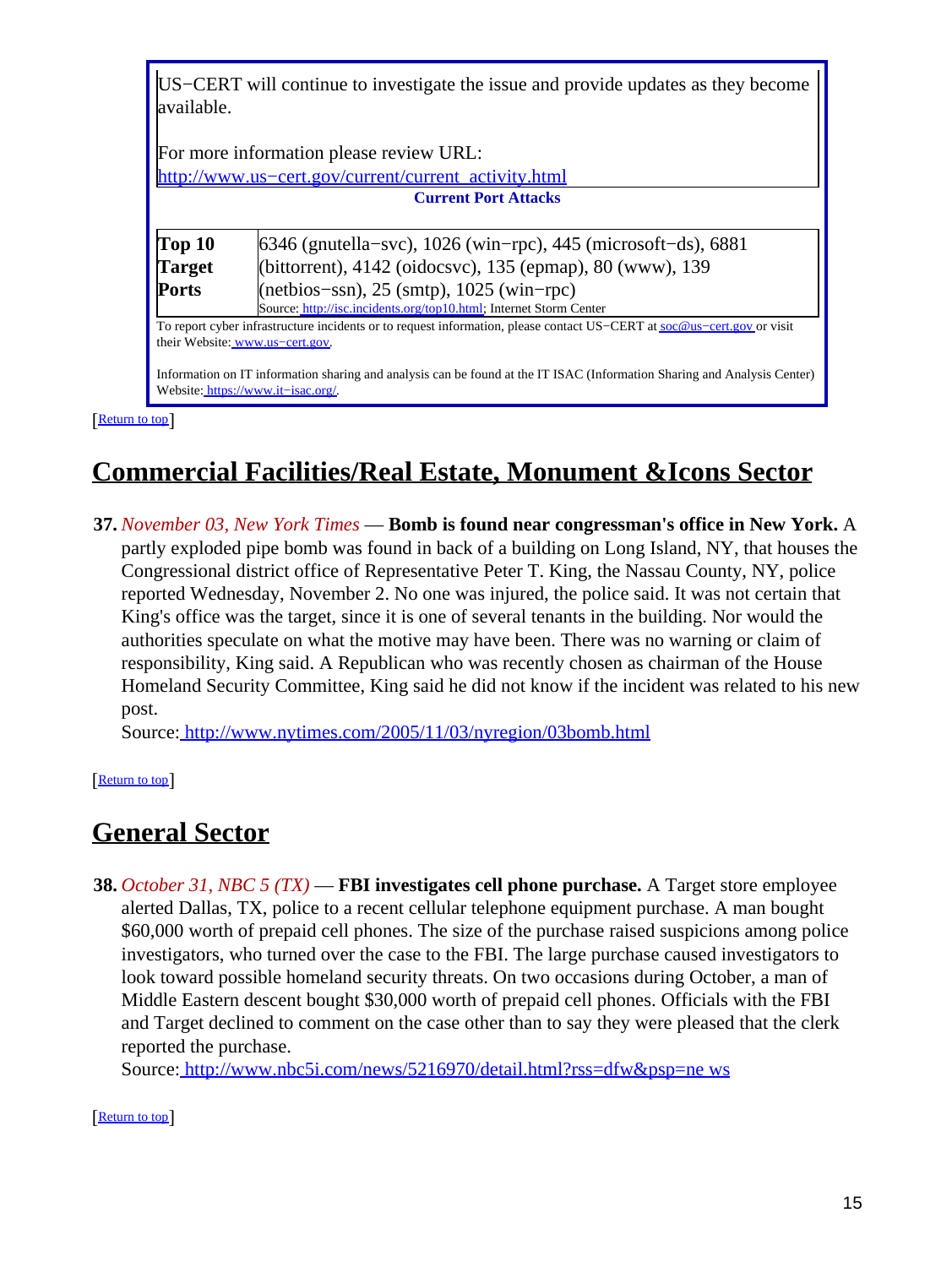US−CERT will continue to investigate the issue and provide updates as they become available.

For more information please review URL: http://www.us−cert.gov/current/current_activity.html

**Current Port Attacks**

| | |
|---|---|
| **Top 10 Target Ports** | 6346 (gnutella−svc), 1026 (win−rpc), 445 (microsoft−ds), 6881 (bittorrent), 4142 (oidocsvc), 135 (epmap), 80 (www), 139 (netbios−ssn), 25 (smtp), 1025 (win−rpc)<br>Source: http://isc.incidents.org/top10.html; Internet Storm Center |

To report cyber infrastructure incidents or to request information, please contact US−CERT at soc@us−cert.gov or visit their Website: www.us−cert.gov.

Information on IT information sharing and analysis can be found at the IT ISAC (Information Sharing and Analysis Center) Website: https://www.it−isac.org/.

[Return to top]

## Commercial Facilities/Real Estate, Monument &Icons Sector

**37.** *November 03, New York Times* — **Bomb is found near congressman's office in New York.** A partly exploded pipe bomb was found in back of a building on Long Island, NY, that houses the Congressional district office of Representative Peter T. King, the Nassau County, NY, police reported Wednesday, November 2. No one was injured, the police said. It was not certain that King's office was the target, since it is one of several tenants in the building. Nor would the authorities speculate on what the motive may have been. There was no warning or claim of responsibility, King said. A Republican who was recently chosen as chairman of the House Homeland Security Committee, King said he did not know if the incident was related to his new post.
Source: http://www.nytimes.com/2005/11/03/nyregion/03bomb.html

[Return to top]

## General Sector

**38.** *October 31, NBC 5 (TX)* — **FBI investigates cell phone purchase.** A Target store employee alerted Dallas, TX, police to a recent cellular telephone equipment purchase. A man bought $60,000 worth of prepaid cell phones. The size of the purchase raised suspicions among police investigators, who turned over the case to the FBI. The large purchase caused investigators to look toward possible homeland security threats. On two occasions during October, a man of Middle Eastern descent bought $30,000 worth of prepaid cell phones. Officials with the FBI and Target declined to comment on the case other than to say they were pleased that the clerk reported the purchase.
Source: http://www.nbc5i.com/news/5216970/detail.html?rss=dfw&psp=ne ws

[Return to top]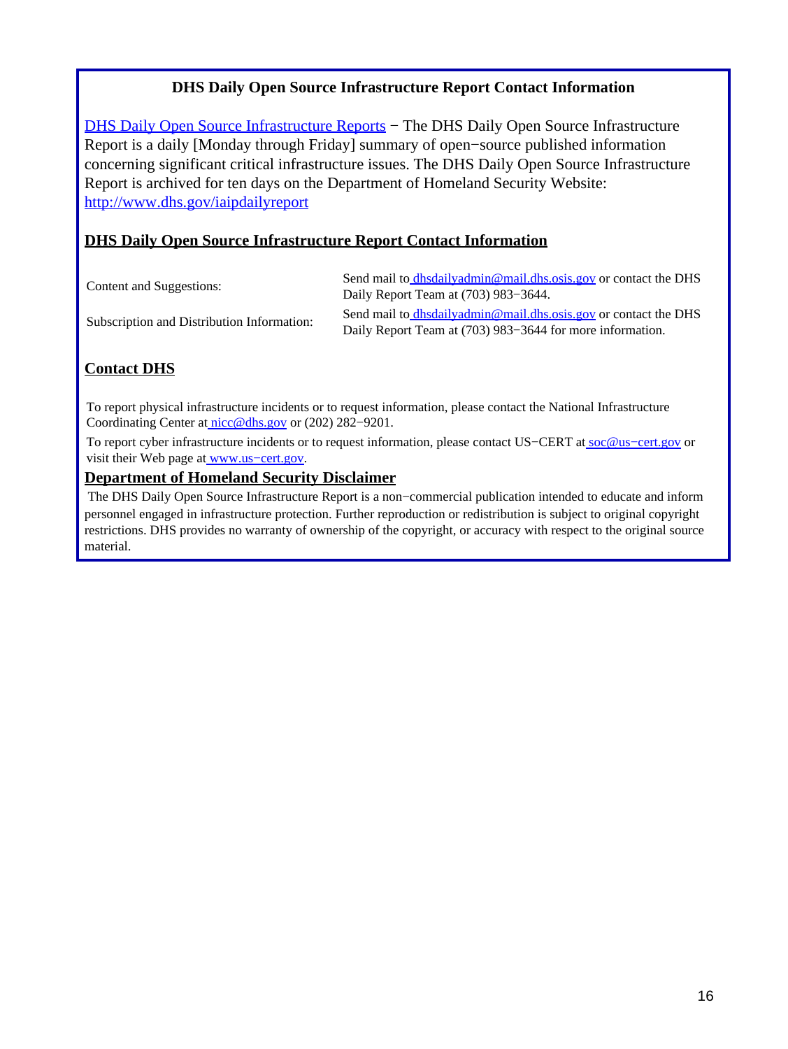## DHS Daily Open Source Infrastructure Report Contact Information

DHS Daily Open Source Infrastructure Reports − The DHS Daily Open Source Infrastructure Report is a daily [Monday through Friday] summary of open−source published information concerning significant critical infrastructure issues. The DHS Daily Open Source Infrastructure Report is archived for ten days on the Department of Homeland Security Website: http://www.dhs.gov/iaipdailyreport

### DHS Daily Open Source Infrastructure Report Contact Information

| | |
|---|---|
| Content and Suggestions: | Send mail to dhsdailyadmin@mail.dhs.osis.gov or contact the DHS Daily Report Team at (703) 983−3644. |
| Subscription and Distribution Information: | Send mail to dhsdailyadmin@mail.dhs.osis.gov or contact the DHS Daily Report Team at (703) 983−3644 for more information. |

### Contact DHS

To report physical infrastructure incidents or to request information, please contact the National Infrastructure Coordinating Center at nicc@dhs.gov or (202) 282−9201.

To report cyber infrastructure incidents or to request information, please contact US−CERT at soc@us−cert.gov or visit their Web page at www.us−cert.gov.

### Department of Homeland Security Disclaimer

The DHS Daily Open Source Infrastructure Report is a non−commercial publication intended to educate and inform personnel engaged in infrastructure protection. Further reproduction or redistribution is subject to original copyright restrictions. DHS provides no warranty of ownership of the copyright, or accuracy with respect to the original source material.